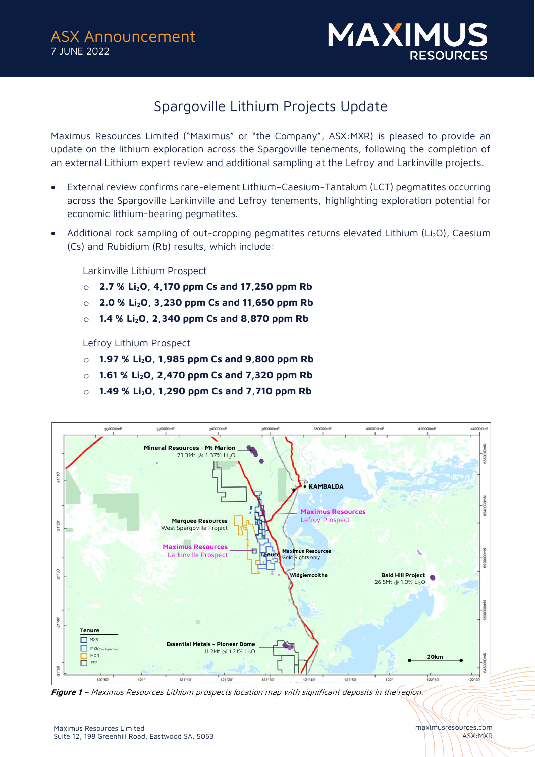ASX Announcement
7 JUNE 2022

# Spargoville Lithium Projects Update

Maximus Resources Limited ("Maximus" or "the Company", ASX:MXR) is pleased to provide an update on the lithium exploration across the Spargoville tenements, following the completion of an external Lithium expert review and additional sampling at the Lefroy and Larkinville projects.

- External review confirms rare-element Lithium–Caesium-Tantalum (LCT) pegmatites occurring across the Spargoville Larkinville and Lefroy tenements, highlighting exploration potential for economic lithium-bearing pegmatites.
- Additional rock sampling of out-cropping pegmatites returns elevated Lithium ($Li_2O$), Caesium (Cs) and Rubidium (Rb) results, which include:

  Larkinville Lithium Prospect
  - **2.7 % $Li_2O$, 4,170 ppm Cs and 17,250 ppm Rb**
  - **2.0 % $Li_2O$, 3,230 ppm Cs and 11,650 ppm Rb**
  - **1.4 % $Li_2O$, 2,340 ppm Cs and 8,870 ppm Rb**

  Lefroy Lithium Prospect
  - **1.97 % $Li_2O$, 1,985 ppm Cs and 9,800 ppm Rb**
  - **1.61 % $Li_2O$, 2,470 ppm Cs and 7,320 ppm Rb**
  - **1.49 % $Li_2O$, 1,290 ppm Cs and 7,710 ppm Rb**

***Figure 1** – Maximus Resources Lithium prospects location map with significant deposits in the region.*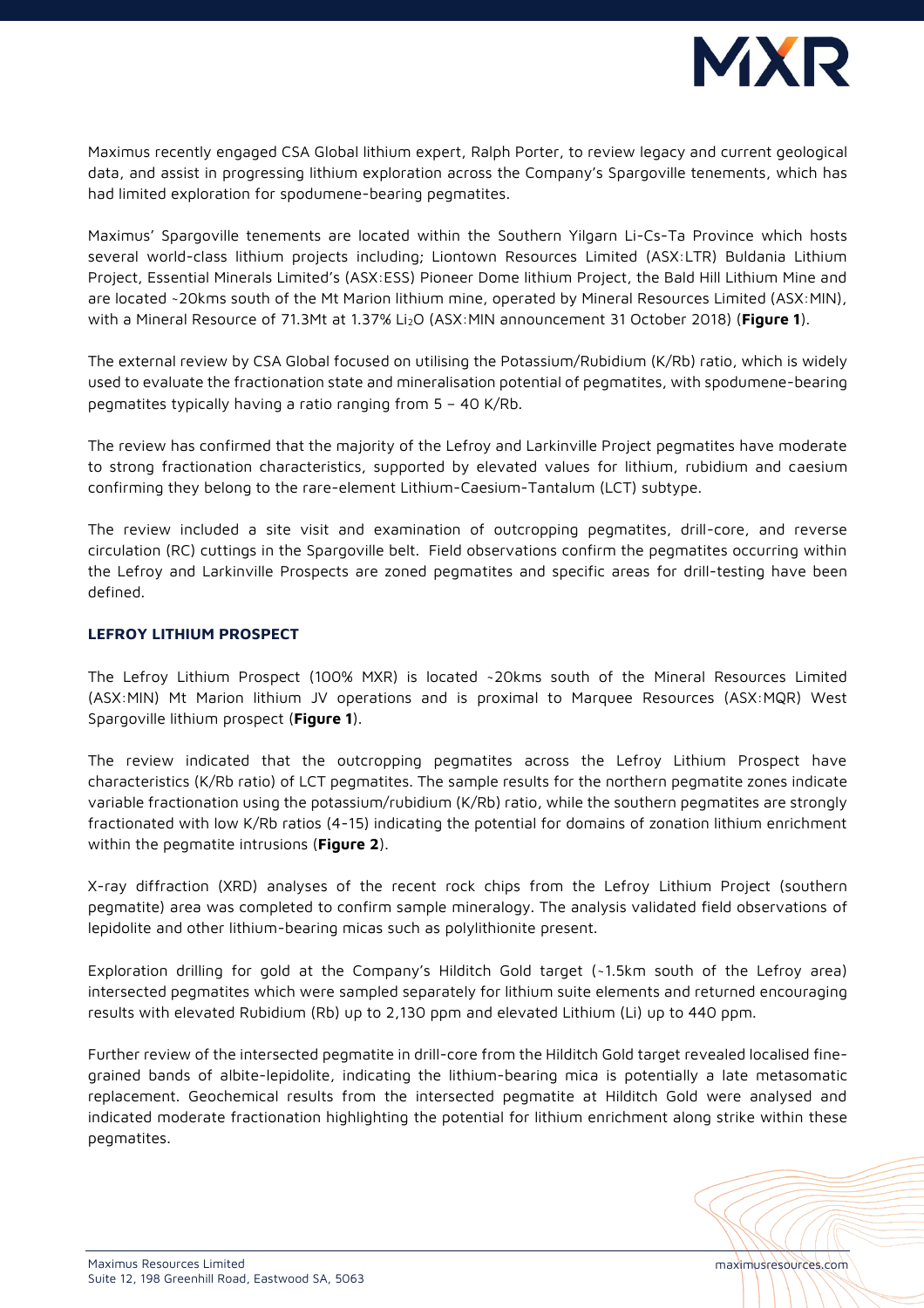Maximus recently engaged CSA Global lithium expert, Ralph Porter, to review legacy and current geological data, and assist in progressing lithium exploration across the Company's Spargoville tenements, which has had limited exploration for spodumene-bearing pegmatites.

Maximus' Spargoville tenements are located within the Southern Yilgarn Li-Cs-Ta Province which hosts several world-class lithium projects including; Liontown Resources Limited (ASX:LTR) Buldania Lithium Project, Essential Minerals Limited's (ASX:ESS) Pioneer Dome lithium Project, the Bald Hill Lithium Mine and are located ~20kms south of the Mt Marion lithium mine, operated by Mineral Resources Limited (ASX:MIN), with a Mineral Resource of 71.3Mt at 1.37% $Li_2O$ (ASX:MIN announcement 31 October 2018) (**Figure 1**).

The external review by CSA Global focused on utilising the Potassium/Rubidium (K/Rb) ratio, which is widely used to evaluate the fractionation state and mineralisation potential of pegmatites, with spodumene-bearing pegmatites typically having a ratio ranging from 5 – 40 K/Rb.

The review has confirmed that the majority of the Lefroy and Larkinville Project pegmatites have moderate to strong fractionation characteristics, supported by elevated values for lithium, rubidium and caesium confirming they belong to the rare-element Lithium-Caesium-Tantalum (LCT) subtype.

The review included a site visit and examination of outcropping pegmatites, drill-core, and reverse circulation (RC) cuttings in the Spargoville belt. Field observations confirm the pegmatites occurring within the Lefroy and Larkinville Prospects are zoned pegmatites and specific areas for drill-testing have been defined.

### LEFROY LITHIUM PROSPECT

The Lefroy Lithium Prospect (100% MXR) is located ~20kms south of the Mineral Resources Limited (ASX:MIN) Mt Marion lithium JV operations and is proximal to Marquee Resources (ASX:MQR) West Spargoville lithium prospect (**Figure 1**).

The review indicated that the outcropping pegmatites across the Lefroy Lithium Prospect have characteristics (K/Rb ratio) of LCT pegmatites. The sample results for the northern pegmatite zones indicate variable fractionation using the potassium/rubidium (K/Rb) ratio, while the southern pegmatites are strongly fractionated with low K/Rb ratios (4-15) indicating the potential for domains of zonation lithium enrichment within the pegmatite intrusions (**Figure 2**).

X-ray diffraction (XRD) analyses of the recent rock chips from the Lefroy Lithium Project (southern pegmatite) area was completed to confirm sample mineralogy. The analysis validated field observations of lepidolite and other lithium-bearing micas such as polylithionite present.

Exploration drilling for gold at the Company's Hilditch Gold target (~1.5km south of the Lefroy area) intersected pegmatites which were sampled separately for lithium suite elements and returned encouraging results with elevated Rubidium (Rb) up to 2,130 ppm and elevated Lithium (Li) up to 440 ppm.

Further review of the intersected pegmatite in drill-core from the Hilditch Gold target revealed localised fine-grained bands of albite-lepidolite, indicating the lithium-bearing mica is potentially a late metasomatic replacement. Geochemical results from the intersected pegmatite at Hilditch Gold were analysed and indicated moderate fractionation highlighting the potential for lithium enrichment along strike within these pegmatites.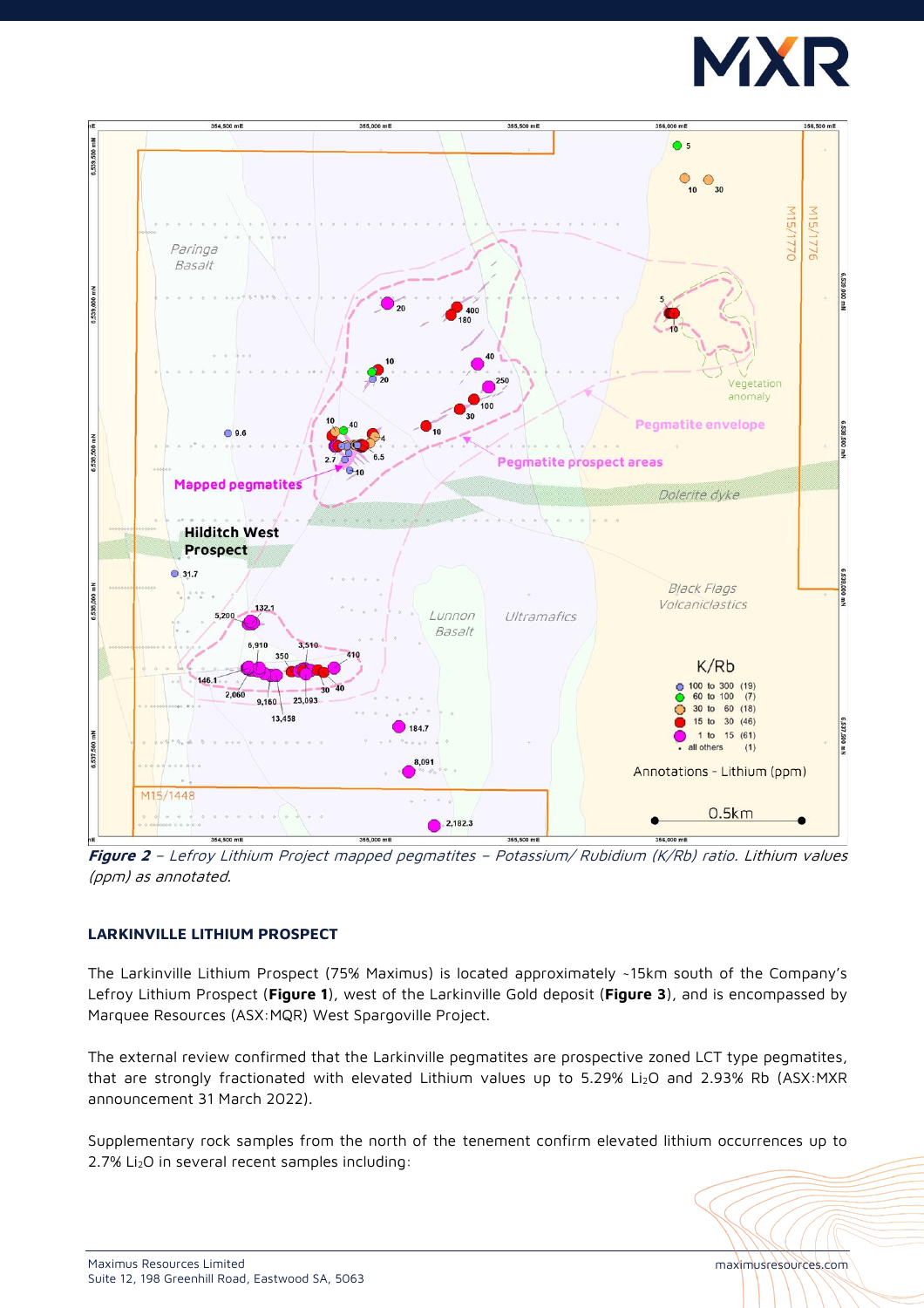*Figure 2 – Lefroy Lithium Project mapped pegmatites – Potassium/ Rubidium (K/Rb) ratio. Lithium values (ppm) as annotated.*

#### LARKINVILLE LITHIUM PROSPECT

The Larkinville Lithium Prospect (75% Maximus) is located approximately ~15km south of the Company's Lefroy Lithium Prospect (**Figure 1**), west of the Larkinville Gold deposit (**Figure 3**), and is encompassed by Marquee Resources (ASX:MQR) West Spargoville Project.

The external review confirmed that the Larkinville pegmatites are prospective zoned LCT type pegmatites, that are strongly fractionated with elevated Lithium values up to 5.29% $Li_2O$ and 2.93% Rb (ASX:MXR announcement 31 March 2022).

Supplementary rock samples from the north of the tenement confirm elevated lithium occurrences up to 2.7% $Li_2O$ in several recent samples including: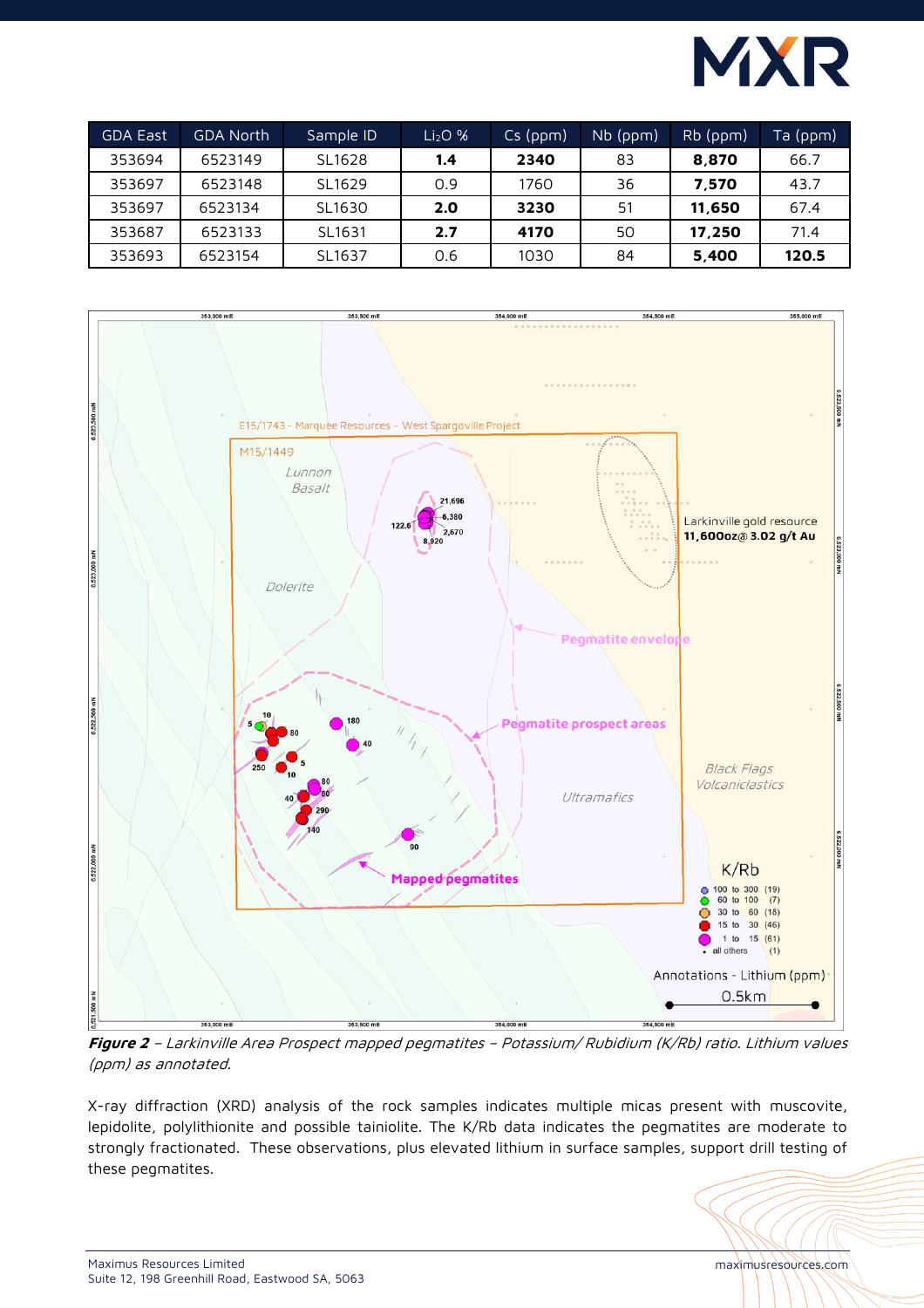| GDA East | GDA North | Sample ID | $Li_2O$ % | Cs (ppm) | Nb (ppm) | Rb (ppm) | Ta (ppm) |
|---|---|---|---|---|---|---|---|
| 353694 | 6523149 | SL1628 | **1.4** | **2340** | 83 | **8,870** | 66.7 |
| 353697 | 6523148 | SL1629 | 0.9 | 1760 | 36 | **7,570** | 43.7 |
| 353697 | 6523134 | SL1630 | **2.0** | **3230** | 51 | **11,650** | 67.4 |
| 353687 | 6523133 | SL1631 | **2.7** | **4170** | 50 | **17,250** | 71.4 |
| 353693 | 6523154 | SL1637 | 0.6 | 1030 | 84 | **5,400** | **120.5** |

***Figure 2** – Larkinville Area Prospect mapped pegmatites – Potassium/ Rubidium (K/Rb) ratio. Lithium values (ppm) as annotated.*

X-ray diffraction (XRD) analysis of the rock samples indicates multiple micas present with muscovite, lepidolite, polylithionite and possible tainiolite. The K/Rb data indicates the pegmatites are moderate to strongly fractionated. These observations, plus elevated lithium in surface samples, support drill testing of these pegmatites.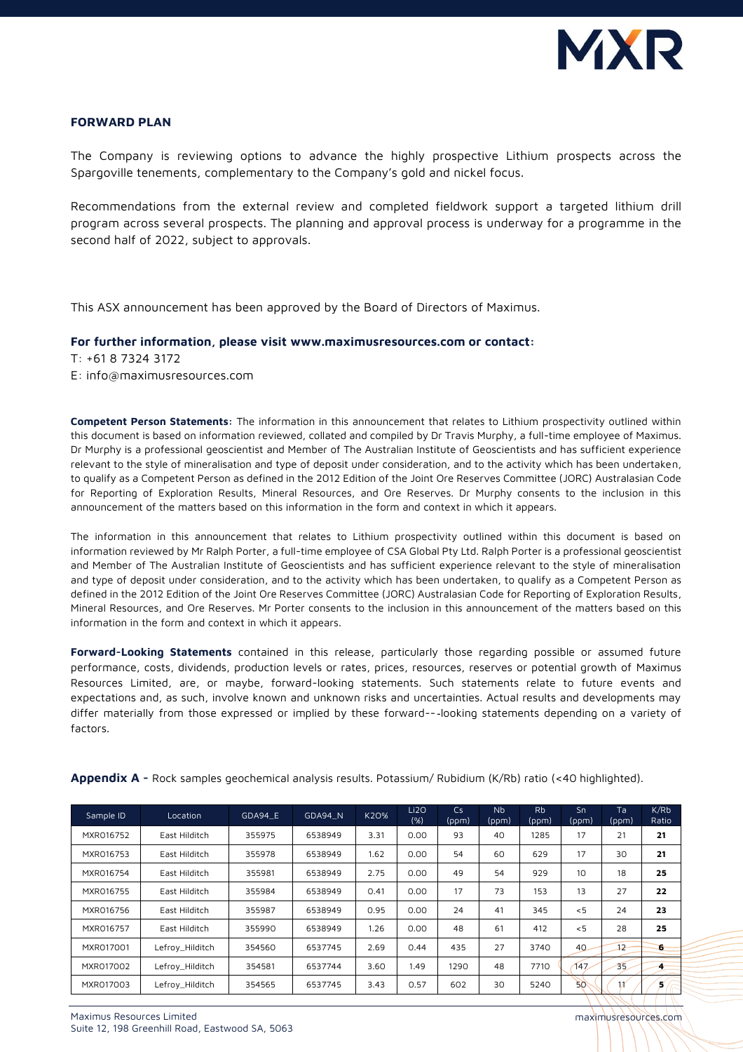**FORWARD PLAN**

The Company is reviewing options to advance the highly prospective Lithium prospects across the Spargoville tenements, complementary to the Company's gold and nickel focus.

Recommendations from the external review and completed fieldwork support a targeted lithium drill program across several prospects. The planning and approval process is underway for a programme in the second half of 2022, subject to approvals.

This ASX announcement has been approved by the Board of Directors of Maximus.

**For further information, please visit www.maximusresources.com or contact:**

T: +61 8 7324 3172

E: info@maximusresources.com

**Competent Person Statements:** The information in this announcement that relates to Lithium prospectivity outlined within this document is based on information reviewed, collated and compiled by Dr Travis Murphy, a full-time employee of Maximus. Dr Murphy is a professional geoscientist and Member of The Australian Institute of Geoscientists and has sufficient experience relevant to the style of mineralisation and type of deposit under consideration, and to the activity which has been undertaken, to qualify as a Competent Person as defined in the 2012 Edition of the Joint Ore Reserves Committee (JORC) Australasian Code for Reporting of Exploration Results, Mineral Resources, and Ore Reserves. Dr Murphy consents to the inclusion in this announcement of the matters based on this information in the form and context in which it appears.

The information in this announcement that relates to Lithium prospectivity outlined within this document is based on information reviewed by Mr Ralph Porter, a full-time employee of CSA Global Pty Ltd. Ralph Porter is a professional geoscientist and Member of The Australian Institute of Geoscientists and has sufficient experience relevant to the style of mineralisation and type of deposit under consideration, and to the activity which has been undertaken, to qualify as a Competent Person as defined in the 2012 Edition of the Joint Ore Reserves Committee (JORC) Australasian Code for Reporting of Exploration Results, Mineral Resources, and Ore Reserves. Mr Porter consents to the inclusion in this announcement of the matters based on this information in the form and context in which it appears.

**Forward-Looking Statements** contained in this release, particularly those regarding possible or assumed future performance, costs, dividends, production levels or rates, prices, resources, reserves or potential growth of Maximus Resources Limited, are, or maybe, forward-looking statements. Such statements relate to future events and expectations and, as such, involve known and unknown risks and uncertainties. Actual results and developments may differ materially from those expressed or implied by these forward---looking statements depending on a variety of factors.

**Appendix A -** Rock samples geochemical analysis results. Potassium/ Rubidium (K/Rb) ratio (<40 highlighted).

| Sample ID | Location | GDA94_E | GDA94_N | K2O% | Li2O (%) | Cs (ppm) | Nb (ppm) | Rb (ppm) | Sn (ppm) | Ta (ppm) | K/Rb Ratio |
|---|---|---|---|---|---|---|---|---|---|---|---|
| MXR016752 | East Hilditch | 355975 | 6538949 | 3.31 | 0.00 | 93 | 40 | 1285 | 17 | 21 | **21** |
| MXR016753 | East Hilditch | 355978 | 6538949 | 1.62 | 0.00 | 54 | 60 | 629 | 17 | 30 | **21** |
| MXR016754 | East Hilditch | 355981 | 6538949 | 2.75 | 0.00 | 49 | 54 | 929 | 10 | 18 | **25** |
| MXR016755 | East Hilditch | 355984 | 6538949 | 0.41 | 0.00 | 17 | 73 | 153 | 13 | 27 | **22** |
| MXR016756 | East Hilditch | 355987 | 6538949 | 0.95 | 0.00 | 24 | 41 | 345 | <5 | 24 | **23** |
| MXR016757 | East Hilditch | 355990 | 6538949 | 1.26 | 0.00 | 48 | 61 | 412 | <5 | 28 | **25** |
| MXR017001 | Lefroy_Hilditch | 354560 | 6537745 | 2.69 | 0.44 | 435 | 27 | 3740 | 40 | 12 | **6** |
| MXR017002 | Lefroy_Hilditch | 354581 | 6537744 | 3.60 | 1.49 | 1290 | 48 | 7710 | 147 | 35 | **4** |
| MXR017003 | Lefroy_Hilditch | 354565 | 6537745 | 3.43 | 0.57 | 602 | 30 | 5240 | 50 | 11 | **5** |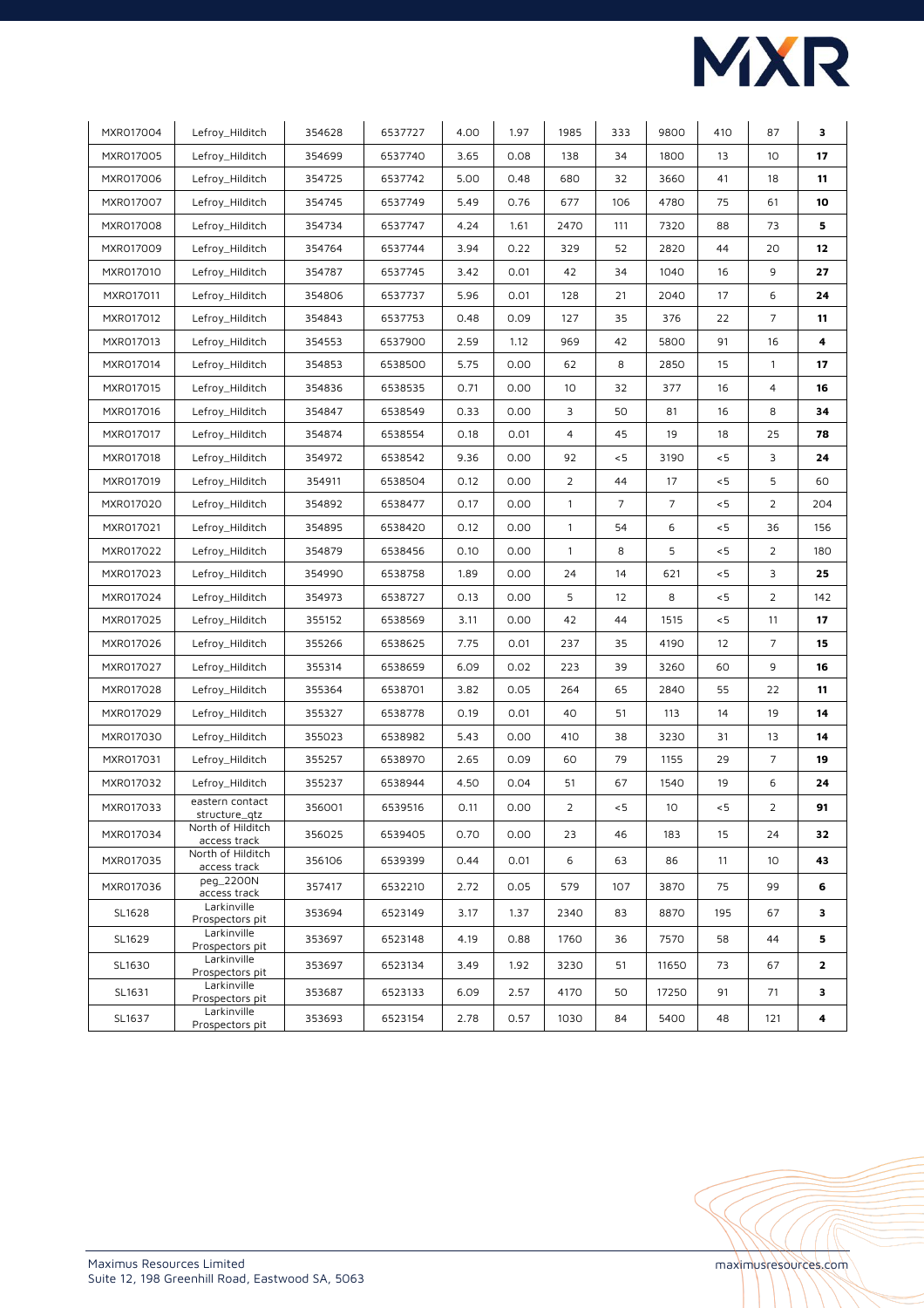| | | | | | | | | | | | |
|---|---|---|---|---|---|---|---|---|---|---|---|
| MXR017004 | Lefroy_Hilditch | 354628 | 6537727 | 4.00 | 1.97 | 1985 | 333 | 9800 | 410 | 87 | **3** |
| MXR017005 | Lefroy_Hilditch | 354699 | 6537740 | 3.65 | 0.08 | 138 | 34 | 1800 | 13 | 10 | **17** |
| MXR017006 | Lefroy_Hilditch | 354725 | 6537742 | 5.00 | 0.48 | 680 | 32 | 3660 | 41 | 18 | **11** |
| MXR017007 | Lefroy_Hilditch | 354745 | 6537749 | 5.49 | 0.76 | 677 | 106 | 4780 | 75 | 61 | **10** |
| MXR017008 | Lefroy_Hilditch | 354734 | 6537747 | 4.24 | 1.61 | 2470 | 111 | 7320 | 88 | 73 | **5** |
| MXR017009 | Lefroy_Hilditch | 354764 | 6537744 | 3.94 | 0.22 | 329 | 52 | 2820 | 44 | 20 | **12** |
| MXR017010 | Lefroy_Hilditch | 354787 | 6537745 | 3.42 | 0.01 | 42 | 34 | 1040 | 16 | 9 | **27** |
| MXR017011 | Lefroy_Hilditch | 354806 | 6537737 | 5.96 | 0.01 | 128 | 21 | 2040 | 17 | 6 | **24** |
| MXR017012 | Lefroy_Hilditch | 354843 | 6537753 | 0.48 | 0.09 | 127 | 35 | 376 | 22 | 7 | **11** |
| MXR017013 | Lefroy_Hilditch | 354553 | 6537900 | 2.59 | 1.12 | 969 | 42 | 5800 | 91 | 16 | **4** |
| MXR017014 | Lefroy_Hilditch | 354853 | 6538500 | 5.75 | 0.00 | 62 | 8 | 2850 | 15 | 1 | **17** |
| MXR017015 | Lefroy_Hilditch | 354836 | 6538535 | 0.71 | 0.00 | 10 | 32 | 377 | 16 | 4 | **16** |
| MXR017016 | Lefroy_Hilditch | 354847 | 6538549 | 0.33 | 0.00 | 3 | 50 | 81 | 16 | 8 | **34** |
| MXR017017 | Lefroy_Hilditch | 354874 | 6538554 | 0.18 | 0.01 | 4 | 45 | 19 | 18 | 25 | **78** |
| MXR017018 | Lefroy_Hilditch | 354972 | 6538542 | 9.36 | 0.00 | 92 | <5 | 3190 | <5 | 3 | **24** |
| MXR017019 | Lefroy_Hilditch | 354911 | 6538504 | 0.12 | 0.00 | 2 | 44 | 17 | <5 | 5 | 60 |
| MXR017020 | Lefroy_Hilditch | 354892 | 6538477 | 0.17 | 0.00 | 1 | 7 | 7 | <5 | 2 | 204 |
| MXR017021 | Lefroy_Hilditch | 354895 | 6538420 | 0.12 | 0.00 | 1 | 54 | 6 | <5 | 36 | 156 |
| MXR017022 | Lefroy_Hilditch | 354879 | 6538456 | 0.10 | 0.00 | 1 | 8 | 5 | <5 | 2 | 180 |
| MXR017023 | Lefroy_Hilditch | 354990 | 6538758 | 1.89 | 0.00 | 24 | 14 | 621 | <5 | 3 | **25** |
| MXR017024 | Lefroy_Hilditch | 354973 | 6538727 | 0.13 | 0.00 | 5 | 12 | 8 | <5 | 2 | 142 |
| MXR017025 | Lefroy_Hilditch | 355152 | 6538569 | 3.11 | 0.00 | 42 | 44 | 1515 | <5 | 11 | **17** |
| MXR017026 | Lefroy_Hilditch | 355266 | 6538625 | 7.75 | 0.01 | 237 | 35 | 4190 | 12 | 7 | **15** |
| MXR017027 | Lefroy_Hilditch | 355314 | 6538659 | 6.09 | 0.02 | 223 | 39 | 3260 | 60 | 9 | **16** |
| MXR017028 | Lefroy_Hilditch | 355364 | 6538701 | 3.82 | 0.05 | 264 | 65 | 2840 | 55 | 22 | **11** |
| MXR017029 | Lefroy_Hilditch | 355327 | 6538778 | 0.19 | 0.01 | 40 | 51 | 113 | 14 | 19 | **14** |
| MXR017030 | Lefroy_Hilditch | 355023 | 6538982 | 5.43 | 0.00 | 410 | 38 | 3230 | 31 | 13 | **14** |
| MXR017031 | Lefroy_Hilditch | 355257 | 6538970 | 2.65 | 0.09 | 60 | 79 | 1155 | 29 | 7 | **19** |
| MXR017032 | Lefroy_Hilditch | 355237 | 6538944 | 4.50 | 0.04 | 51 | 67 | 1540 | 19 | 6 | **24** |
| MXR017033 | eastern contact structure_qtz | 356001 | 6539516 | 0.11 | 0.00 | 2 | <5 | 10 | <5 | 2 | **91** |
| MXR017034 | North of Hilditch access track | 356025 | 6539405 | 0.70 | 0.00 | 23 | 46 | 183 | 15 | 24 | **32** |
| MXR017035 | North of Hilditch access track | 356106 | 6539399 | 0.44 | 0.01 | 6 | 63 | 86 | 11 | 10 | **43** |
| MXR017036 | peg_2200N access track | 357417 | 6532210 | 2.72 | 0.05 | 579 | 107 | 3870 | 75 | 99 | **6** |
| SL1628 | Larkinville Prospectors pit | 353694 | 6523149 | 3.17 | 1.37 | 2340 | 83 | 8870 | 195 | 67 | **3** |
| SL1629 | Larkinville Prospectors pit | 353697 | 6523148 | 4.19 | 0.88 | 1760 | 36 | 7570 | 58 | 44 | **5** |
| SL1630 | Larkinville Prospectors pit | 353697 | 6523134 | 3.49 | 1.92 | 3230 | 51 | 11650 | 73 | 67 | **2** |
| SL1631 | Larkinville Prospectors pit | 353687 | 6523133 | 6.09 | 2.57 | 4170 | 50 | 17250 | 91 | 71 | **3** |
| SL1637 | Larkinville Prospectors pit | 353693 | 6523154 | 2.78 | 0.57 | 1030 | 84 | 5400 | 48 | 121 | **4** |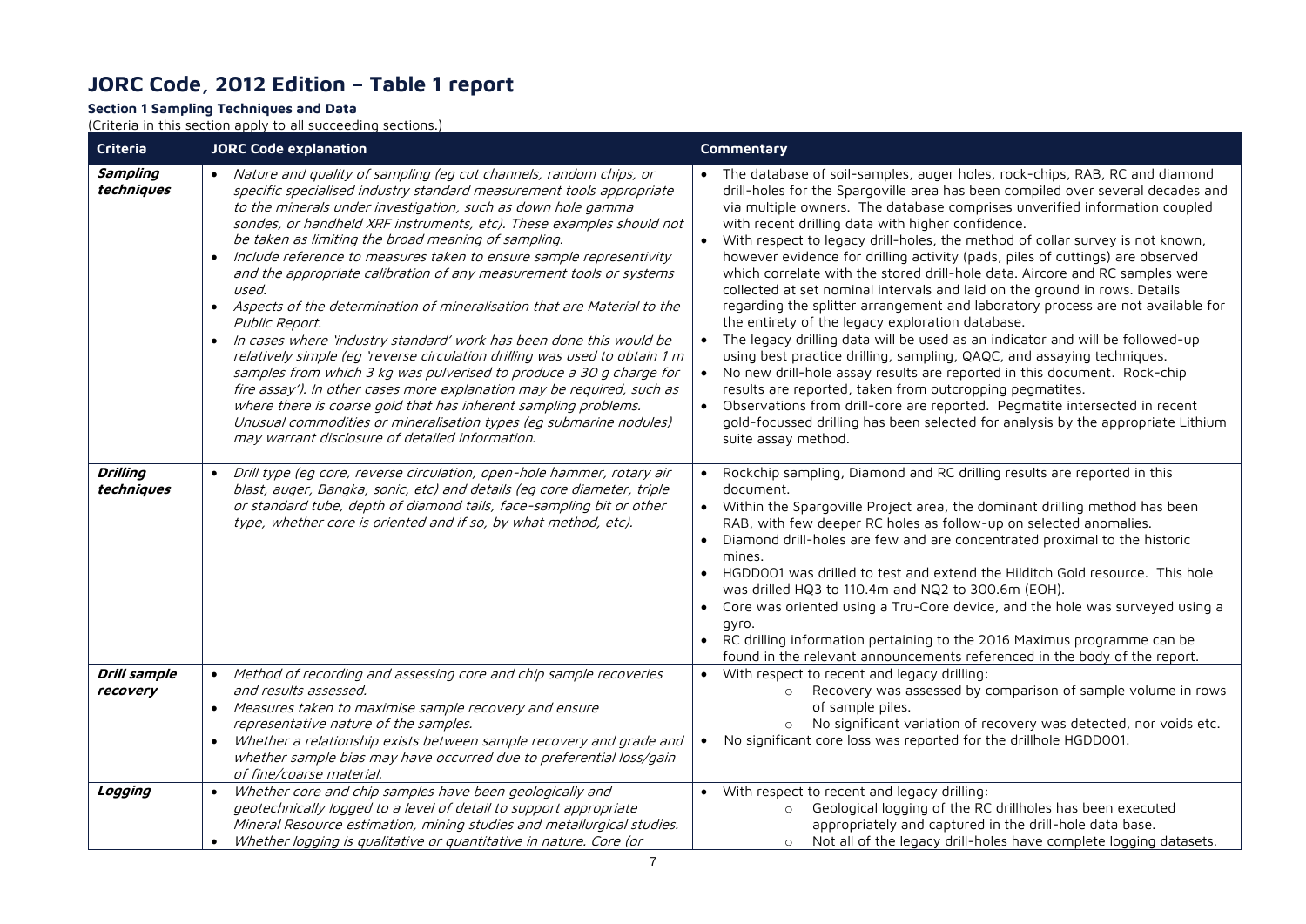# JORC Code, 2012 Edition – Table 1 report

**Section 1 Sampling Techniques and Data**

(Criteria in this section apply to all succeeding sections.)

| Criteria | JORC Code explanation | Commentary |
|---|---|---|
| ***Sampling techniques*** | • *Nature and quality of sampling (eg cut channels, random chips, or specific specialised industry standard measurement tools appropriate to the minerals under investigation, such as down hole gamma sondes, or handheld XRF instruments, etc). These examples should not be taken as limiting the broad meaning of sampling.*<br>• *Include reference to measures taken to ensure sample representivity and the appropriate calibration of any measurement tools or systems used.*<br>• *Aspects of the determination of mineralisation that are Material to the Public Report.*<br>• *In cases where 'industry standard' work has been done this would be relatively simple (eg 'reverse circulation drilling was used to obtain 1 m samples from which 3 kg was pulverised to produce a 30 g charge for fire assay'). In other cases more explanation may be required, such as where there is coarse gold that has inherent sampling problems. Unusual commodities or mineralisation types (eg submarine nodules) may warrant disclosure of detailed information.* | • The database of soil-samples, auger holes, rock-chips, RAB, RC and diamond drill-holes for the Spargoville area has been compiled over several decades and via multiple owners. The database comprises unverified information coupled with recent drilling data with higher confidence.<br>• With respect to legacy drill-holes, the method of collar survey is not known, however evidence for drilling activity (pads, piles of cuttings) are observed which correlate with the stored drill-hole data. Aircore and RC samples were collected at set nominal intervals and laid on the ground in rows. Details regarding the splitter arrangement and laboratory process are not available for the entirety of the legacy exploration database.<br>• The legacy drilling data will be used as an indicator and will be followed-up using best practice drilling, sampling, QAQC, and assaying techniques.<br>• No new drill-hole assay results are reported in this document. Rock-chip results are reported, taken from outcropping pegmatites.<br>• Observations from drill-core are reported. Pegmatite intersected in recent gold-focussed drilling has been selected for analysis by the appropriate Lithium suite assay method. |
| ***Drilling techniques*** | • *Drill type (eg core, reverse circulation, open-hole hammer, rotary air blast, auger, Bangka, sonic, etc) and details (eg core diameter, triple or standard tube, depth of diamond tails, face-sampling bit or other type, whether core is oriented and if so, by what method, etc).* | • Rockchip sampling, Diamond and RC drilling results are reported in this document.<br>• Within the Spargoville Project area, the dominant drilling method has been RAB, with few deeper RC holes as follow-up on selected anomalies.<br>• Diamond drill-holes are few and are concentrated proximal to the historic mines.<br>• HGDD001 was drilled to test and extend the Hilditch Gold resource. This hole was drilled HQ3 to 110.4m and NQ2 to 300.6m (EOH).<br>• Core was oriented using a Tru-Core device, and the hole was surveyed using a gyro.<br>• RC drilling information pertaining to the 2016 Maximus programme can be found in the relevant announcements referenced in the body of the report. |
| ***Drill sample recovery*** | • *Method of recording and assessing core and chip sample recoveries and results assessed.*<br>• *Measures taken to maximise sample recovery and ensure representative nature of the samples.*<br>• *Whether a relationship exists between sample recovery and grade and whether sample bias may have occurred due to preferential loss/gain of fine/coarse material.* | • With respect to recent and legacy drilling:<br>  ○ Recovery was assessed by comparison of sample volume in rows of sample piles.<br>  ○ No significant variation of recovery was detected, nor voids etc.<br>• No significant core loss was reported for the drillhole HGDD001. |
| ***Logging*** | • *Whether core and chip samples have been geologically and geotechnically logged to a level of detail to support appropriate Mineral Resource estimation, mining studies and metallurgical studies.*<br>• *Whether logging is qualitative or quantitative in nature. Core (or* | • With respect to recent and legacy drilling:<br>  ○ Geological logging of the RC drillholes has been executed appropriately and captured in the drill-hole data base.<br>  ○ Not all of the legacy drill-holes have complete logging datasets. |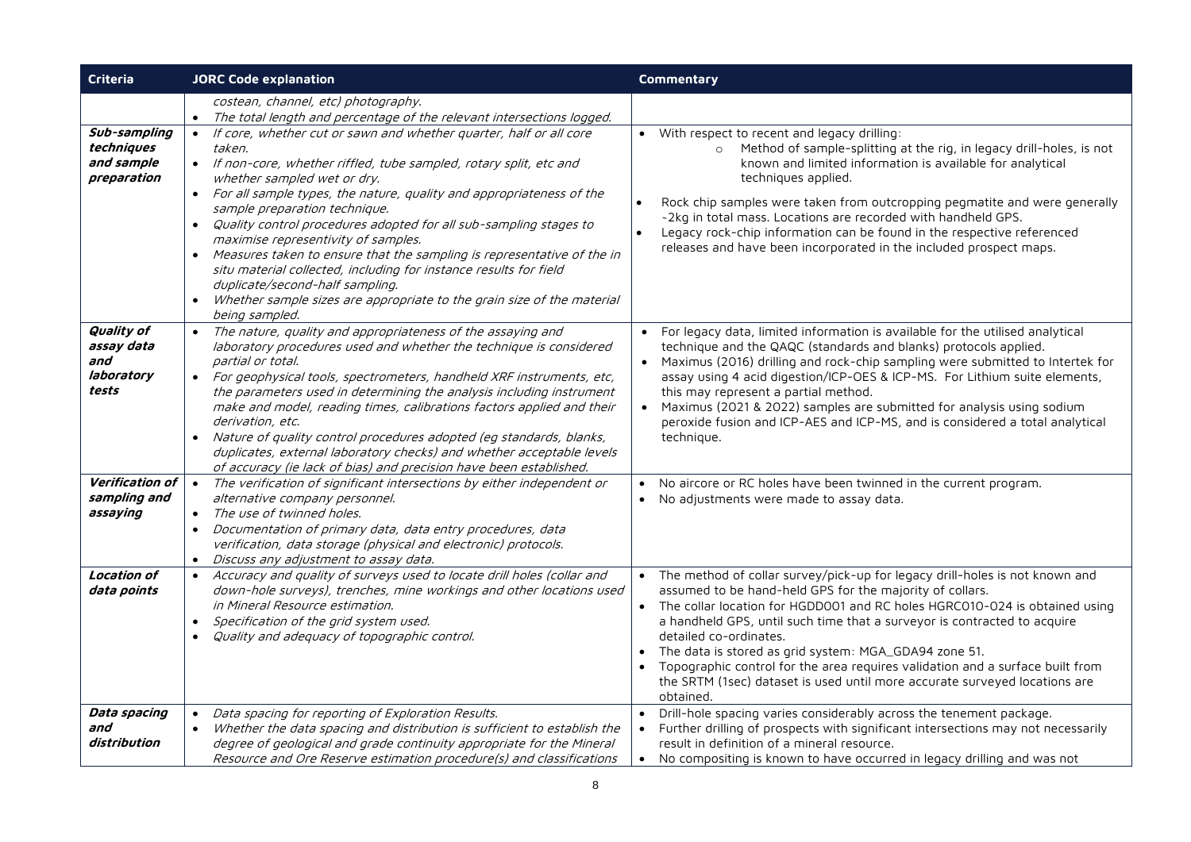| Criteria | JORC Code explanation | Commentary |
|---|---|---|
| | *costean, channel, etc) photography.*<br>• *The total length and percentage of the relevant intersections logged.* | |
| ***Sub-sampling techniques and sample preparation*** | • *If core, whether cut or sawn and whether quarter, half or all core taken.*<br>• *If non-core, whether riffled, tube sampled, rotary split, etc and whether sampled wet or dry.*<br>• *For all sample types, the nature, quality and appropriateness of the sample preparation technique.*<br>• *Quality control procedures adopted for all sub-sampling stages to maximise representivity of samples.*<br>• *Measures taken to ensure that the sampling is representative of the in situ material collected, including for instance results for field duplicate/second-half sampling.*<br>• *Whether sample sizes are appropriate to the grain size of the material being sampled.* | • With respect to recent and legacy drilling:<br>  ○ Method of sample-splitting at the rig, in legacy drill-holes, is not known and limited information is available for analytical techniques applied.<br>• Rock chip samples were taken from outcropping pegmatite and were generally ~2kg in total mass. Locations are recorded with handheld GPS.<br>• Legacy rock-chip information can be found in the respective referenced releases and have been incorporated in the included prospect maps. |
| ***Quality of assay data and laboratory tests*** | • *The nature, quality and appropriateness of the assaying and laboratory procedures used and whether the technique is considered partial or total.*<br>• *For geophysical tools, spectrometers, handheld XRF instruments, etc, the parameters used in determining the analysis including instrument make and model, reading times, calibrations factors applied and their derivation, etc.*<br>• *Nature of quality control procedures adopted (eg standards, blanks, duplicates, external laboratory checks) and whether acceptable levels of accuracy (ie lack of bias) and precision have been established.* | • For legacy data, limited information is available for the utilised analytical technique and the QAQC (standards and blanks) protocols applied.<br>• Maximus (2016) drilling and rock-chip sampling were submitted to Intertek for assay using 4 acid digestion/ICP-OES & ICP-MS. For Lithium suite elements, this may represent a partial method.<br>• Maximus (2021 & 2022) samples are submitted for analysis using sodium peroxide fusion and ICP-AES and ICP-MS, and is considered a total analytical technique. |
| ***Verification of sampling and assaying*** | • *The verification of significant intersections by either independent or alternative company personnel.*<br>• *The use of twinned holes.*<br>• *Documentation of primary data, data entry procedures, data verification, data storage (physical and electronic) protocols.*<br>• *Discuss any adjustment to assay data.* | • No aircore or RC holes have been twinned in the current program.<br>• No adjustments were made to assay data. |
| ***Location of data points*** | • *Accuracy and quality of surveys used to locate drill holes (collar and down-hole surveys), trenches, mine workings and other locations used in Mineral Resource estimation.*<br>• *Specification of the grid system used.*<br>• *Quality and adequacy of topographic control.* | • The method of collar survey/pick-up for legacy drill-holes is not known and assumed to be hand-held GPS for the majority of collars.<br>• The collar location for HGDD001 and RC holes HGRC010-024 is obtained using a handheld GPS, until such time that a surveyor is contracted to acquire detailed co-ordinates.<br>• The data is stored as grid system: MGA_GDA94 zone 51.<br>• Topographic control for the area requires validation and a surface built from the SRTM (1sec) dataset is used until more accurate surveyed locations are obtained. |
| ***Data spacing and distribution*** | • *Data spacing for reporting of Exploration Results.*<br>• *Whether the data spacing and distribution is sufficient to establish the degree of geological and grade continuity appropriate for the Mineral Resource and Ore Reserve estimation procedure(s) and classifications* | • Drill-hole spacing varies considerably across the tenement package.<br>• Further drilling of prospects with significant intersections may not necessarily result in definition of a mineral resource.<br>• No compositing is known to have occurred in legacy drilling and was not |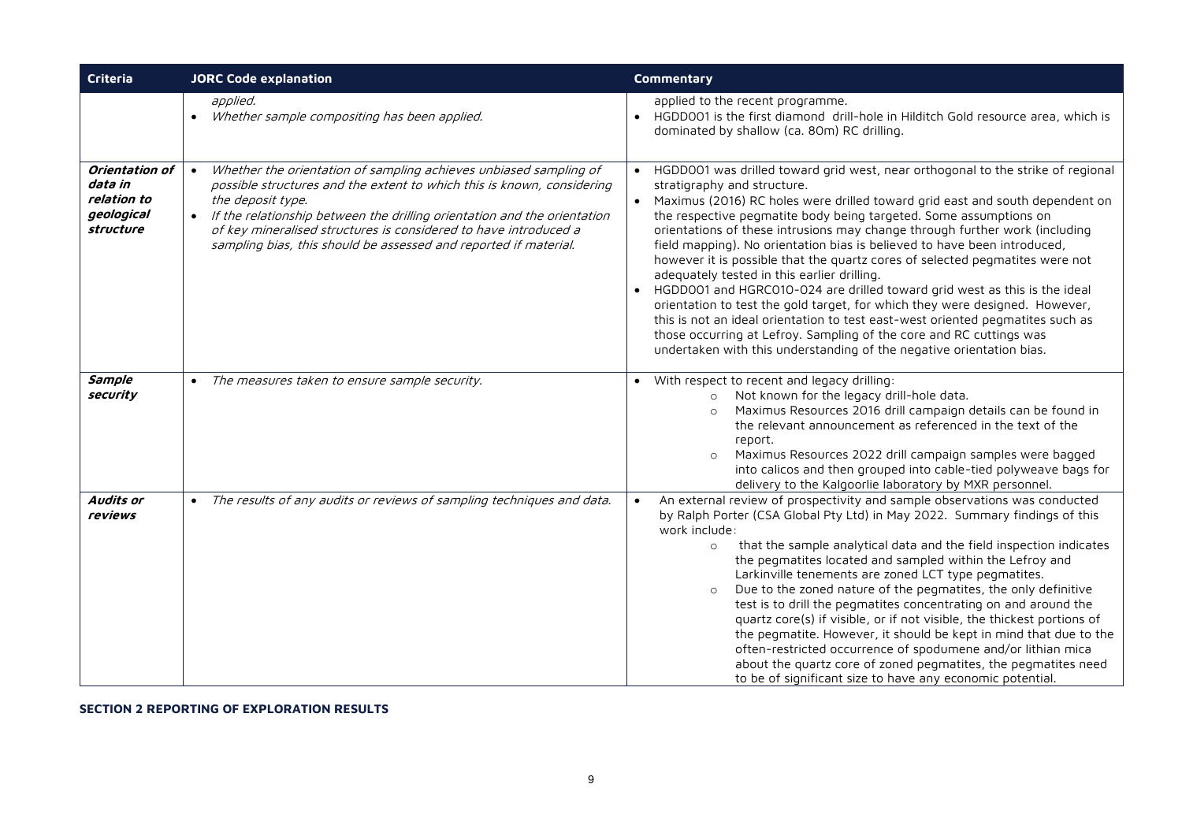| Criteria | JORC Code explanation | Commentary |
|---|---|---|
| | *applied.*<br>• *Whether sample compositing has been applied.* | applied to the recent programme.<br>• HGDD001 is the first diamond drill-hole in Hilditch Gold resource area, which is dominated by shallow (ca. 80m) RC drilling. |
| ***Orientation of data in relation to geological structure*** | • *Whether the orientation of sampling achieves unbiased sampling of possible structures and the extent to which this is known, considering the deposit type.*<br>• *If the relationship between the drilling orientation and the orientation of key mineralised structures is considered to have introduced a sampling bias, this should be assessed and reported if material.* | • HGDD001 was drilled toward grid west, near orthogonal to the strike of regional stratigraphy and structure.<br>• Maximus (2016) RC holes were drilled toward grid east and south dependent on the respective pegmatite body being targeted. Some assumptions on orientations of these intrusions may change through further work (including field mapping). No orientation bias is believed to have been introduced, however it is possible that the quartz cores of selected pegmatites were not adequately tested in this earlier drilling.<br>• HGDD001 and HGRC010-024 are drilled toward grid west as this is the ideal orientation to test the gold target, for which they were designed. However, this is not an ideal orientation to test east-west oriented pegmatites such as those occurring at Lefroy. Sampling of the core and RC cuttings was undertaken with this understanding of the negative orientation bias. |
| ***Sample security*** | • *The measures taken to ensure sample security.* | • With respect to recent and legacy drilling:<br>  ○ Not known for the legacy drill-hole data.<br>  ○ Maximus Resources 2016 drill campaign details can be found in the relevant announcement as referenced in the text of the report.<br>  ○ Maximus Resources 2022 drill campaign samples were bagged into calicos and then grouped into cable-tied polyweave bags for delivery to the Kalgoorlie laboratory by MXR personnel. |
| ***Audits or reviews*** | • *The results of any audits or reviews of sampling techniques and data.* | • An external review of prospectivity and sample observations was conducted by Ralph Porter (CSA Global Pty Ltd) in May 2022. Summary findings of this work include:<br>  ○ that the sample analytical data and the field inspection indicates the pegmatites located and sampled within the Lefroy and Larkinville tenements are zoned LCT type pegmatites.<br>  ○ Due to the zoned nature of the pegmatites, the only definitive test is to drill the pegmatites concentrating on and around the quartz core(s) if visible, or if not visible, the thickest portions of the pegmatite. However, it should be kept in mind that due to the often-restricted occurrence of spodumene and/or lithian mica about the quartz core of zoned pegmatites, the pegmatites need to be of significant size to have any economic potential. |

**SECTION 2 REPORTING OF EXPLORATION RESULTS**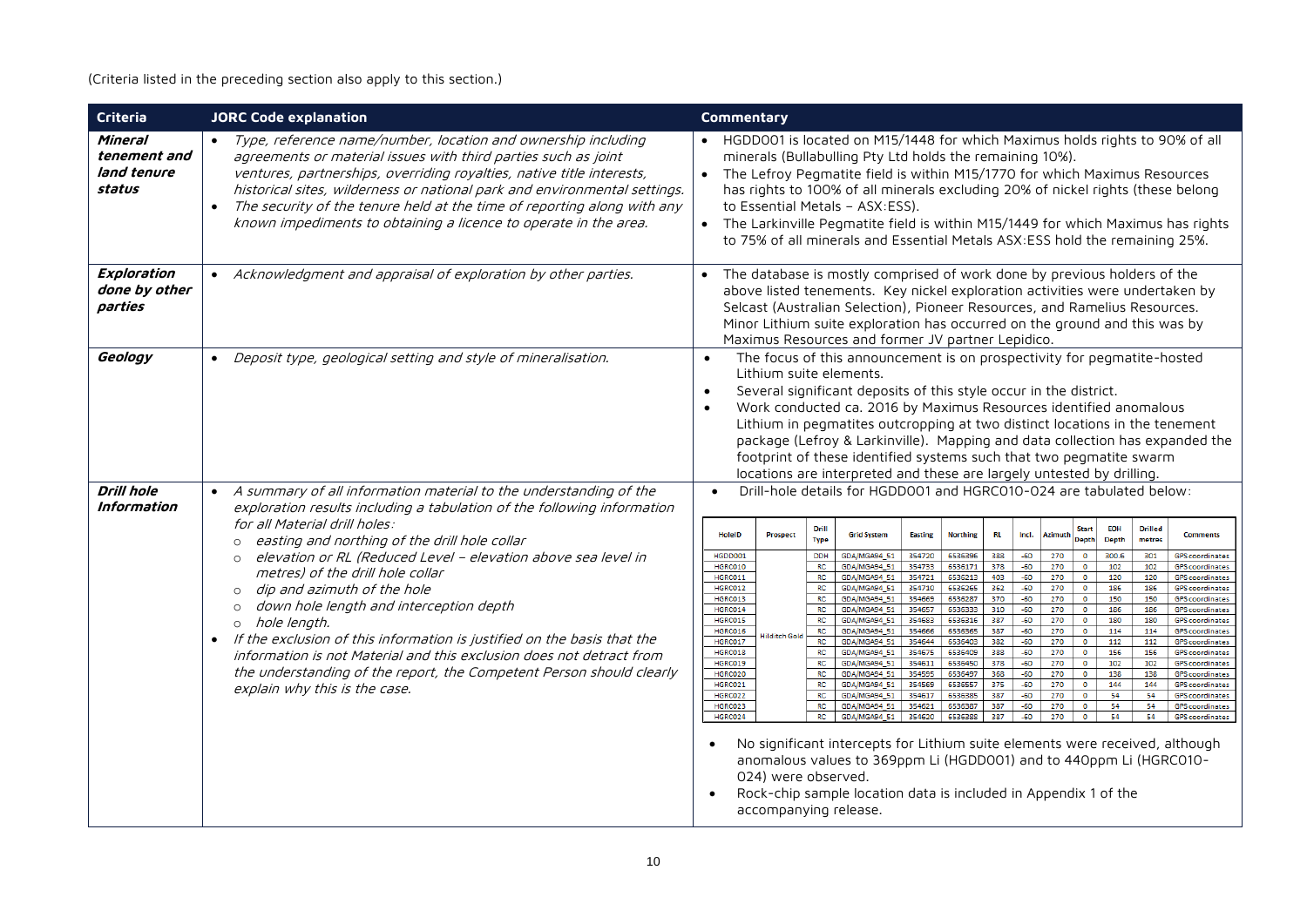(Criteria listed in the preceding section also apply to this section.)

| Criteria | JORC Code explanation | Commentary |
|---|---|---|
| ***Mineral tenement and land tenure status*** | • *Type, reference name/number, location and ownership including agreements or material issues with third parties such as joint ventures, partnerships, overriding royalties, native title interests, historical sites, wilderness or national park and environmental settings.*<br>• *The security of the tenure held at the time of reporting along with any known impediments to obtaining a licence to operate in the area.* | • HGDD001 is located on M15/1448 for which Maximus holds rights to 90% of all minerals (Bullabulling Pty Ltd holds the remaining 10%).<br>• The Lefroy Pegmatite field is within M15/1770 for which Maximus Resources has rights to 100% of all minerals excluding 20% of nickel rights (these belong to Essential Metals – ASX:ESS).<br>• The Larkinville Pegmatite field is within M15/1449 for which Maximus has rights to 75% of all minerals and Essential Metals ASX:ESS hold the remaining 25%. |
| ***Exploration done by other parties*** | • *Acknowledgment and appraisal of exploration by other parties.* | • The database is mostly comprised of work done by previous holders of the above listed tenements. Key nickel exploration activities were undertaken by Selcast (Australian Selection), Pioneer Resources, and Ramelius Resources. Minor Lithium suite exploration has occurred on the ground and this was by Maximus Resources and former JV partner Lepidico. |
| ***Geology*** | • *Deposit type, geological setting and style of mineralisation.* | • The focus of this announcement is on prospectivity for pegmatite-hosted Lithium suite elements.<br>• Several significant deposits of this style occur in the district.<br>• Work conducted ca. 2016 by Maximus Resources identified anomalous Lithium in pegmatites outcropping at two distinct locations in the tenement package (Lefroy & Larkinville). Mapping and data collection has expanded the footprint of these identified systems such that two pegmatite swarm locations are interpreted and these are largely untested by drilling. |
| ***Drill hole Information*** | • *A summary of all information material to the understanding of the exploration results including a tabulation of the following information for all Material drill holes:*<br>  ○ *easting and northing of the drill hole collar*<br>  ○ *elevation or RL (Reduced Level – elevation above sea level in metres) of the drill hole collar*<br>  ○ *dip and azimuth of the hole*<br>  ○ *down hole length and interception depth*<br>  ○ *hole length.*<br>• *If the exclusion of this information is justified on the basis that the information is not Material and this exclusion does not detract from the understanding of the report, the Competent Person should clearly explain why this is the case.* | • Drill-hole details for HGDD001 and HGRC010-024 are tabulated below:<br><br>(see drill-hole table below)<br><br>• No significant intercepts for Lithium suite elements were received, although anomalous values to 369ppm Li (HGDD001) and to 440ppm Li (HGRC010-024) were observed.<br>• Rock-chip sample location data is included in Appendix 1 of the accompanying release. |

| HoleID | Prospect | Drill Type | Grid System | Easting | Northing | RL | Incl. | Azimuth | Start Depth | EOH Depth | Drilled metres | Comments |
|---|---|---|---|---|---|---|---|---|---|---|---|---|
| HGDD001 | Hilditch Gold | DDH | GDA/MGA94_51 | 354720 | 6536396 | 388 | -60 | 270 | 0 | 300.6 | 301 | GPS coordinates |
| HGRC010 | Hilditch Gold | RC | GDA/MGA94_51 | 354733 | 6536171 | 378 | -60 | 270 | 0 | 102 | 102 | GPS coordinates |
| HGRC011 | Hilditch Gold | RC | GDA/MGA94_51 | 354721 | 6536213 | 403 | -60 | 270 | 0 | 120 | 120 | GPS coordinates |
| HGRC012 | Hilditch Gold | RC | GDA/MGA94_51 | 354710 | 6536265 | 362 | -60 | 270 | 0 | 186 | 186 | GPS coordinates |
| HGRC013 | Hilditch Gold | RC | GDA/MGA94_51 | 354669 | 6536287 | 370 | -60 | 270 | 0 | 150 | 150 | GPS coordinates |
| HGRC014 | Hilditch Gold | RC | GDA/MGA94_51 | 354657 | 6536333 | 310 | -60 | 270 | 0 | 186 | 186 | GPS coordinates |
| HGRC015 | Hilditch Gold | RC | GDA/MGA94_51 | 354683 | 6536316 | 387 | -60 | 270 | 0 | 180 | 180 | GPS coordinates |
| HGRC016 | Hilditch Gold | RC | GDA/MGA94_51 | 354666 | 6536365 | 387 | -60 | 270 | 0 | 114 | 114 | GPS coordinates |
| HGRC017 | Hilditch Gold | RC | GDA/MGA94_51 | 354644 | 6536403 | 382 | -60 | 270 | 0 | 112 | 112 | GPS coordinates |
| HGRC018 | Hilditch Gold | RC | GDA/MGA94_51 | 354675 | 6536409 | 388 | -60 | 270 | 0 | 156 | 156 | GPS coordinates |
| HGRC019 | Hilditch Gold | RC | GDA/MGA94_51 | 354611 | 6536450 | 378 | -60 | 270 | 0 | 102 | 102 | GPS coordinates |
| HGRC020 | Hilditch Gold | RC | GDA/MGA94_51 | 354595 | 6536497 | 368 | -60 | 270 | 0 | 138 | 138 | GPS coordinates |
| HGRC021 | Hilditch Gold | RC | GDA/MGA94_51 | 354569 | 6536557 | 375 | -60 | 270 | 0 | 144 | 144 | GPS coordinates |
| HGRC022 | Hilditch Gold | RC | GDA/MGA94_51 | 354617 | 6536385 | 387 | -60 | 270 | 0 | 54 | 54 | GPS coordinates |
| HGRC023 | Hilditch Gold | RC | GDA/MGA94_51 | 354621 | 6536387 | 387 | -60 | 270 | 0 | 54 | 54 | GPS coordinates |
| HGRC024 | Hilditch Gold | RC | GDA/MGA94_51 | 354620 | 6536388 | 387 | -60 | 270 | 0 | 54 | 54 | GPS coordinates |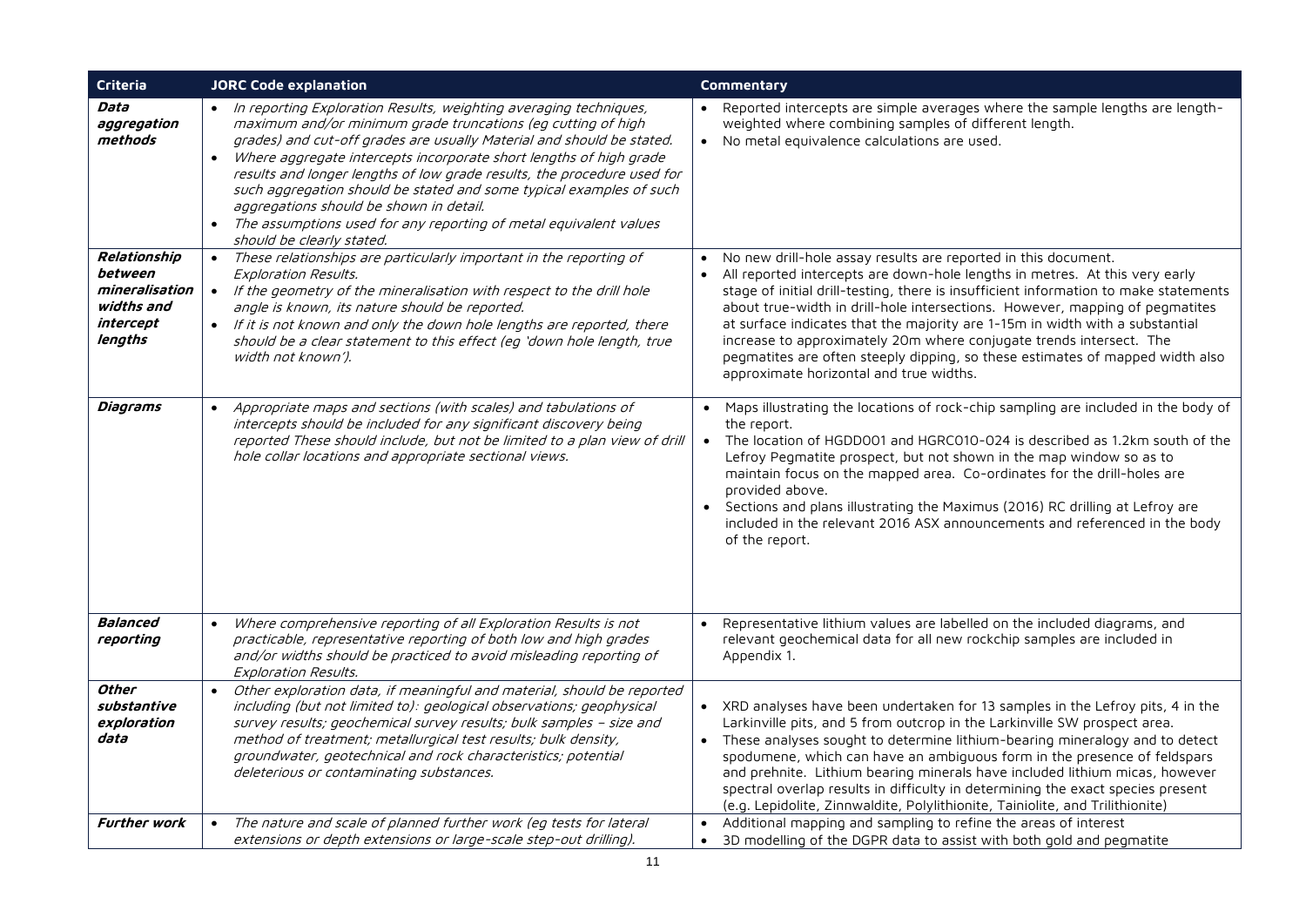| Criteria | JORC Code explanation | Commentary |
|---|---|---|
| ***Data aggregation methods*** | • *In reporting Exploration Results, weighting averaging techniques, maximum and/or minimum grade truncations (eg cutting of high grades) and cut-off grades are usually Material and should be stated.*<br>• *Where aggregate intercepts incorporate short lengths of high grade results and longer lengths of low grade results, the procedure used for such aggregation should be stated and some typical examples of such aggregations should be shown in detail.*<br>• *The assumptions used for any reporting of metal equivalent values should be clearly stated.* | • Reported intercepts are simple averages where the sample lengths are length-weighted where combining samples of different length.<br>• No metal equivalence calculations are used. |
| ***Relationship between mineralisation widths and intercept lengths*** | • *These relationships are particularly important in the reporting of Exploration Results.*<br>• *If the geometry of the mineralisation with respect to the drill hole angle is known, its nature should be reported.*<br>• *If it is not known and only the down hole lengths are reported, there should be a clear statement to this effect (eg 'down hole length, true width not known').* | • No new drill-hole assay results are reported in this document.<br>• All reported intercepts are down-hole lengths in metres. At this very early stage of initial drill-testing, there is insufficient information to make statements about true-width in drill-hole intersections. However, mapping of pegmatites at surface indicates that the majority are 1-15m in width with a substantial increase to approximately 20m where conjugate trends intersect. The pegmatites are often steeply dipping, so these estimates of mapped width also approximate horizontal and true widths. |
| ***Diagrams*** | • *Appropriate maps and sections (with scales) and tabulations of intercepts should be included for any significant discovery being reported These should include, but not be limited to a plan view of drill hole collar locations and appropriate sectional views.* | • Maps illustrating the locations of rock-chip sampling are included in the body of the report.<br>• The location of HGDD001 and HGRC010-024 is described as 1.2km south of the Lefroy Pegmatite prospect, but not shown in the map window so as to maintain focus on the mapped area. Co-ordinates for the drill-holes are provided above.<br>• Sections and plans illustrating the Maximus (2016) RC drilling at Lefroy are included in the relevant 2016 ASX announcements and referenced in the body of the report. |
| ***Balanced reporting*** | • *Where comprehensive reporting of all Exploration Results is not practicable, representative reporting of both low and high grades and/or widths should be practiced to avoid misleading reporting of Exploration Results.* | • Representative lithium values are labelled on the included diagrams, and relevant geochemical data for all new rockchip samples are included in Appendix 1. |
| ***Other substantive exploration data*** | • *Other exploration data, if meaningful and material, should be reported including (but not limited to): geological observations; geophysical survey results; geochemical survey results; bulk samples – size and method of treatment; metallurgical test results; bulk density, groundwater, geotechnical and rock characteristics; potential deleterious or contaminating substances.* | • XRD analyses have been undertaken for 13 samples in the Lefroy pits, 4 in the Larkinville pits, and 5 from outcrop in the Larkinville SW prospect area.<br>• These analyses sought to determine lithium-bearing mineralogy and to detect spodumene, which can have an ambiguous form in the presence of feldspars and prehnite. Lithium bearing minerals have included lithium micas, however spectral overlap results in difficulty in determining the exact species present (e.g. Lepidolite, Zinnwaldite, Polylithionite, Tainiolite, and Trilithionite) |
| ***Further work*** | • *The nature and scale of planned further work (eg tests for lateral extensions or depth extensions or large-scale step-out drilling).* | • Additional mapping and sampling to refine the areas of interest<br>• 3D modelling of the DGPR data to assist with both gold and pegmatite |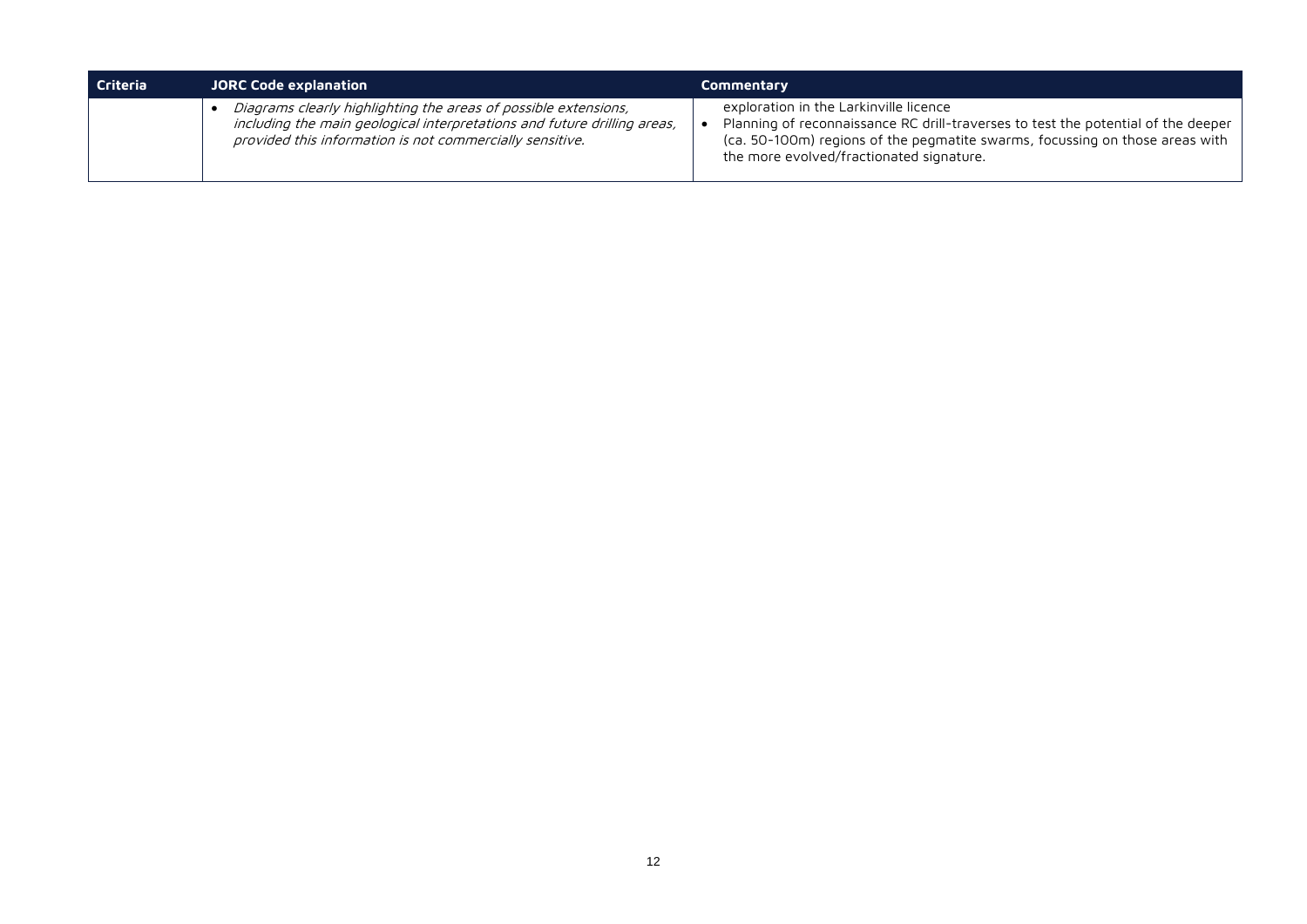| Criteria | JORC Code explanation | Commentary |
| --- | --- | --- |
| | • *Diagrams clearly highlighting the areas of possible extensions, including the main geological interpretations and future drilling areas, provided this information is not commercially sensitive.* | exploration in the Larkinville licence<br>• Planning of reconnaissance RC drill-traverses to test the potential of the deeper (ca. 50-100m) regions of the pegmatite swarms, focussing on those areas with the more evolved/fractionated signature. |